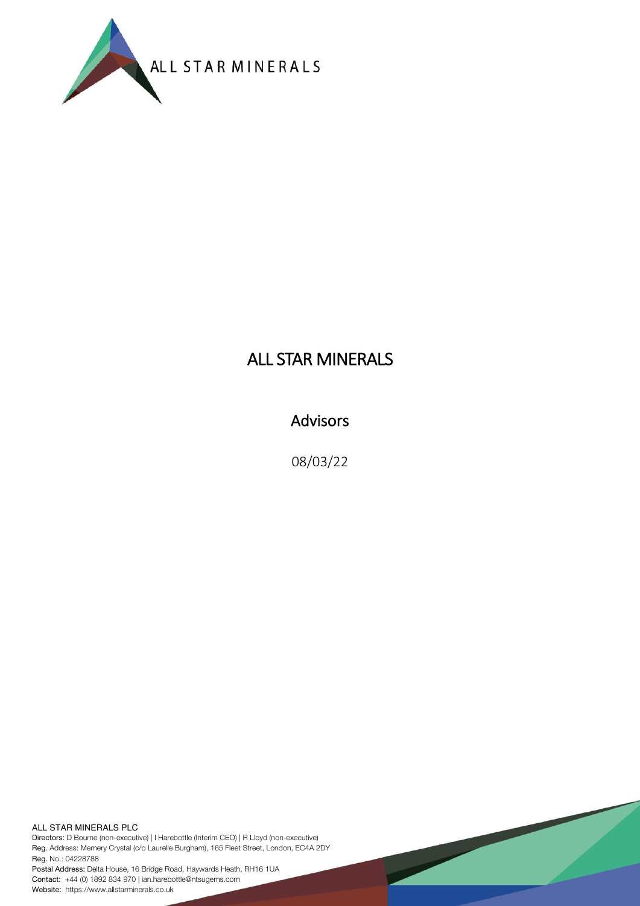ALL STAR MINERALS

# ALL STAR MINERALS

## Advisors

08/03/22

ALL STAR MINERALS PLC
**Directors:** D Bourne (non-executive) | I Harebottle (Interim CEO) | R Lloyd (non-executive)
**Reg.** Address: Memery Crystal (c/o Laurelle Burgham), 165 Fleet Street, London, EC4A 2DY
**Reg.** No.: 04228788
**Postal Address:** Delta House, 16 Bridge Road, Haywards Heath, RH16 1UA
**Contact:** +44 (0) 1892 834 970 | ian.harebottle@ntsugems.com
**Website:** https://www.allstarminerals.co.uk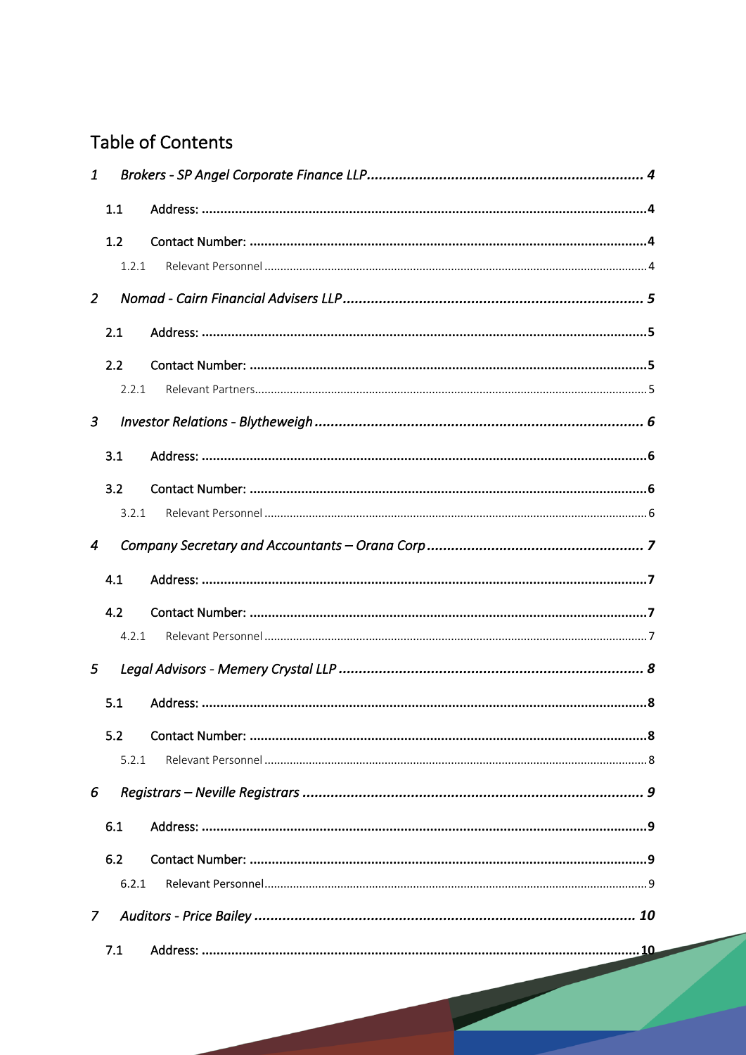# Table of Contents

1 *Brokers - SP Angel Corporate Finance LLP* ..... 4

- 1.1 Address: ..... 4
- 1.2 Contact Number: ..... 4
  - 1.2.1 Relevant Personnel ..... 4

2 *Nomad - Cairn Financial Advisers LLP* ..... 5

- 2.1 Address: ..... 5
- 2.2 Contact Number: ..... 5
  - 2.2.1 Relevant Partners ..... 5

3 *Investor Relations - Blytheweigh* ..... 6

- 3.1 Address: ..... 6
- 3.2 Contact Number: ..... 6
  - 3.2.1 Relevant Personnel ..... 6

4 *Company Secretary and Accountants – Orana Corp* ..... 7

- 4.1 Address: ..... 7
- 4.2 Contact Number: ..... 7
  - 4.2.1 Relevant Personnel ..... 7

5 *Legal Advisors - Memery Crystal LLP* ..... 8

- 5.1 Address: ..... 8
- 5.2 Contact Number: ..... 8
  - 5.2.1 Relevant Personnel ..... 8

6 *Registrars – Neville Registrars* ..... 9

- 6.1 Address: ..... 9
- 6.2 Contact Number: ..... 9
  - 6.2.1 Relevant Personnel ..... 9

7 *Auditors - Price Bailey* ..... 10

- 7.1 Address: ..... 10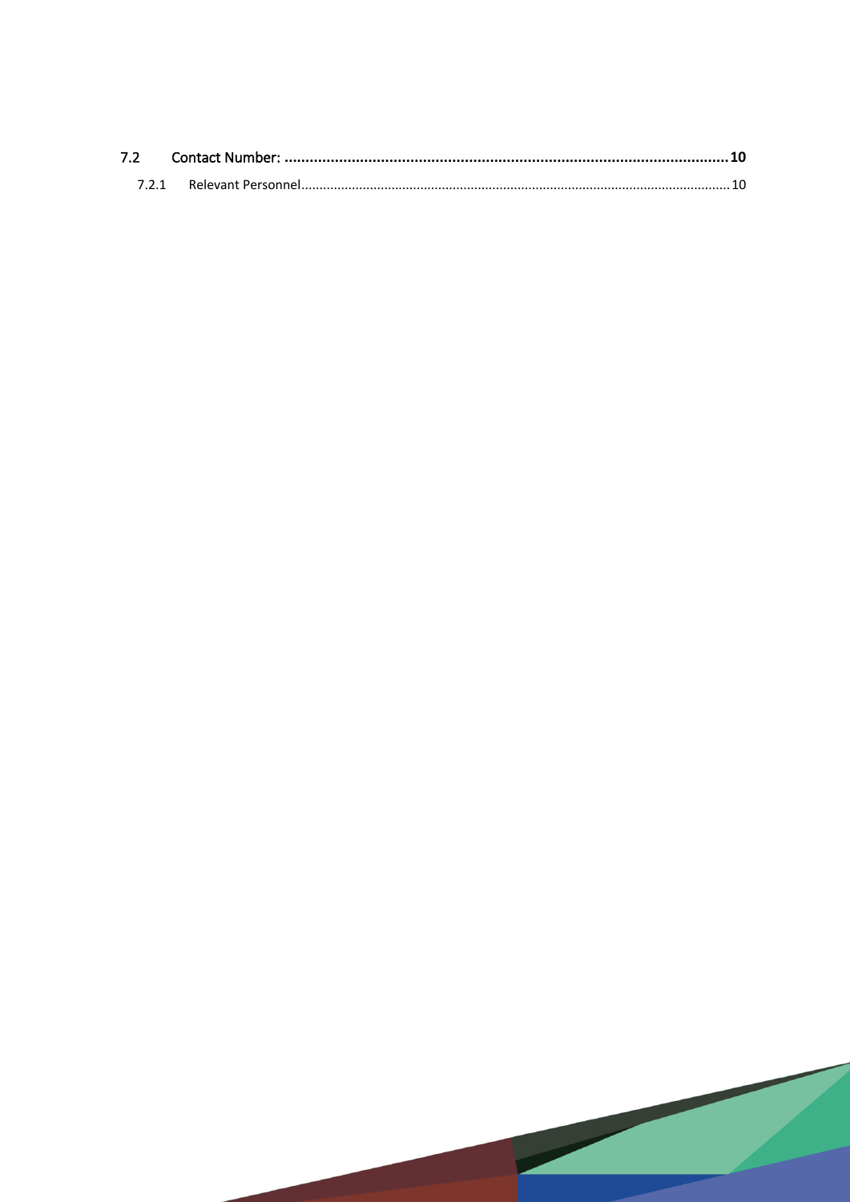7.2 Contact Number: ............................................................................................................10

7.2.1 Relevant Personnel...........................................................................................................10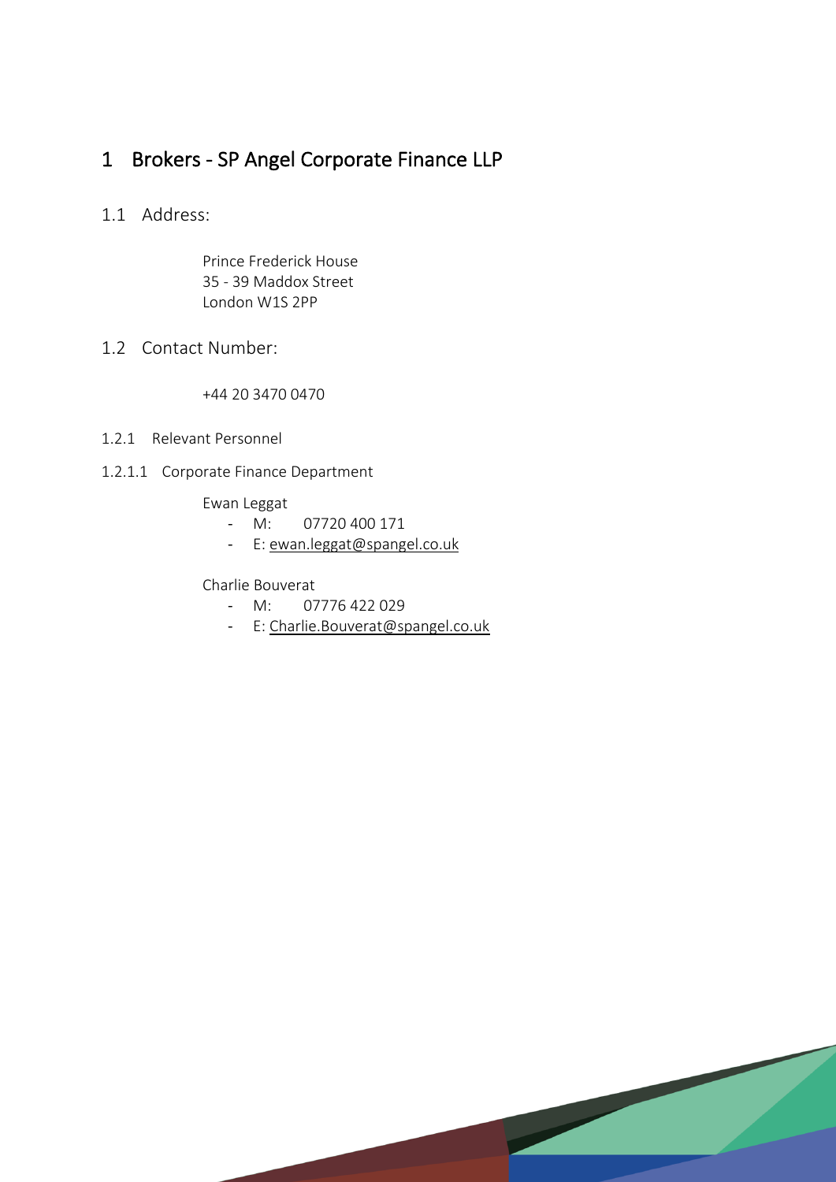# 1 Brokers - SP Angel Corporate Finance LLP

## 1.1 Address:

Prince Frederick House
35 - 39 Maddox Street
London W1S 2PP

## 1.2 Contact Number:

+44 20 3470 0470

### 1.2.1 Relevant Personnel

#### 1.2.1.1 Corporate Finance Department

Ewan Leggat

- M: 07720 400 171
- E: ewan.leggat@spangel.co.uk

Charlie Bouverat

- M: 07776 422 029
- E: Charlie.Bouverat@spangel.co.uk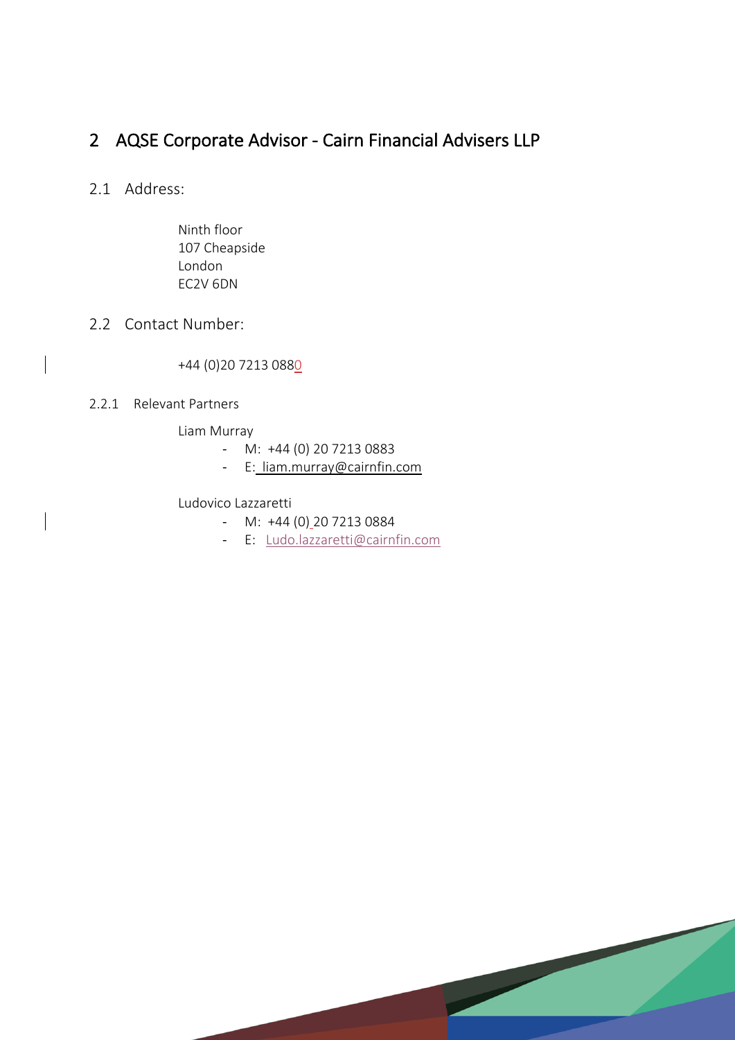# 2 AQSE Corporate Advisor - Cairn Financial Advisers LLP

## 2.1 Address:

Ninth floor
107 Cheapside
London
EC2V 6DN

## 2.2 Contact Number:

+44 (0)20 7213 0880

### 2.2.1 Relevant Partners

Liam Murray

- M: +44 (0) 20 7213 0883
- E: liam.murray@cairnfin.com

Ludovico Lazzaretti

- M: +44 (0) 20 7213 0884
- E: Ludo.lazzaretti@cairnfin.com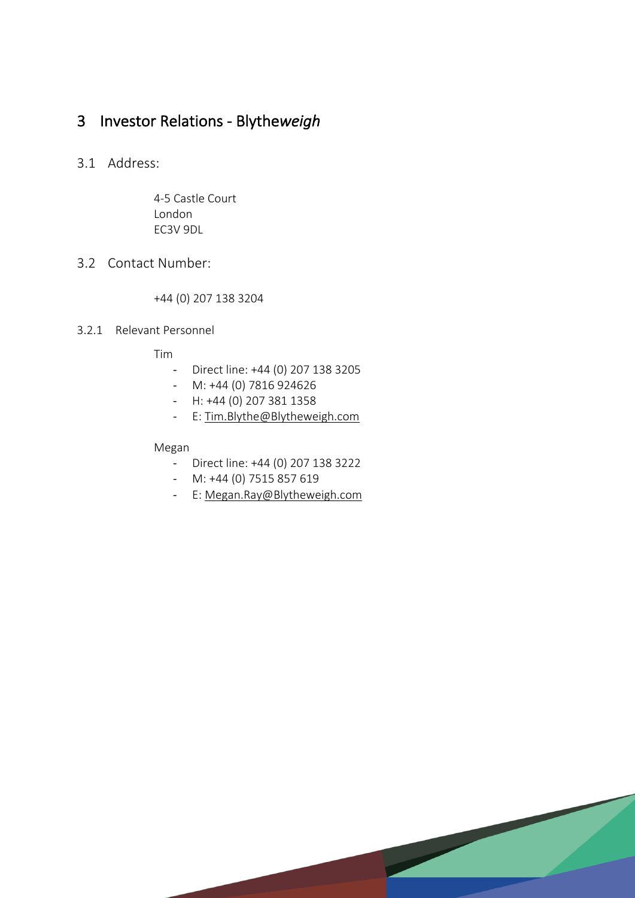# 3 Investor Relations - Blythe*weigh*

## 3.1 Address:

4-5 Castle Court
London
EC3V 9DL

## 3.2 Contact Number:

+44 (0) 207 138 3204

### 3.2.1 Relevant Personnel

Tim

- Direct line: +44 (0) 207 138 3205
- M: +44 (0) 7816 924626
- H: +44 (0) 207 381 1358
- E: Tim.Blythe@Blytheweigh.com

Megan

- Direct line: +44 (0) 207 138 3222
- M: +44 (0) 7515 857 619
- E: Megan.Ray@Blytheweigh.com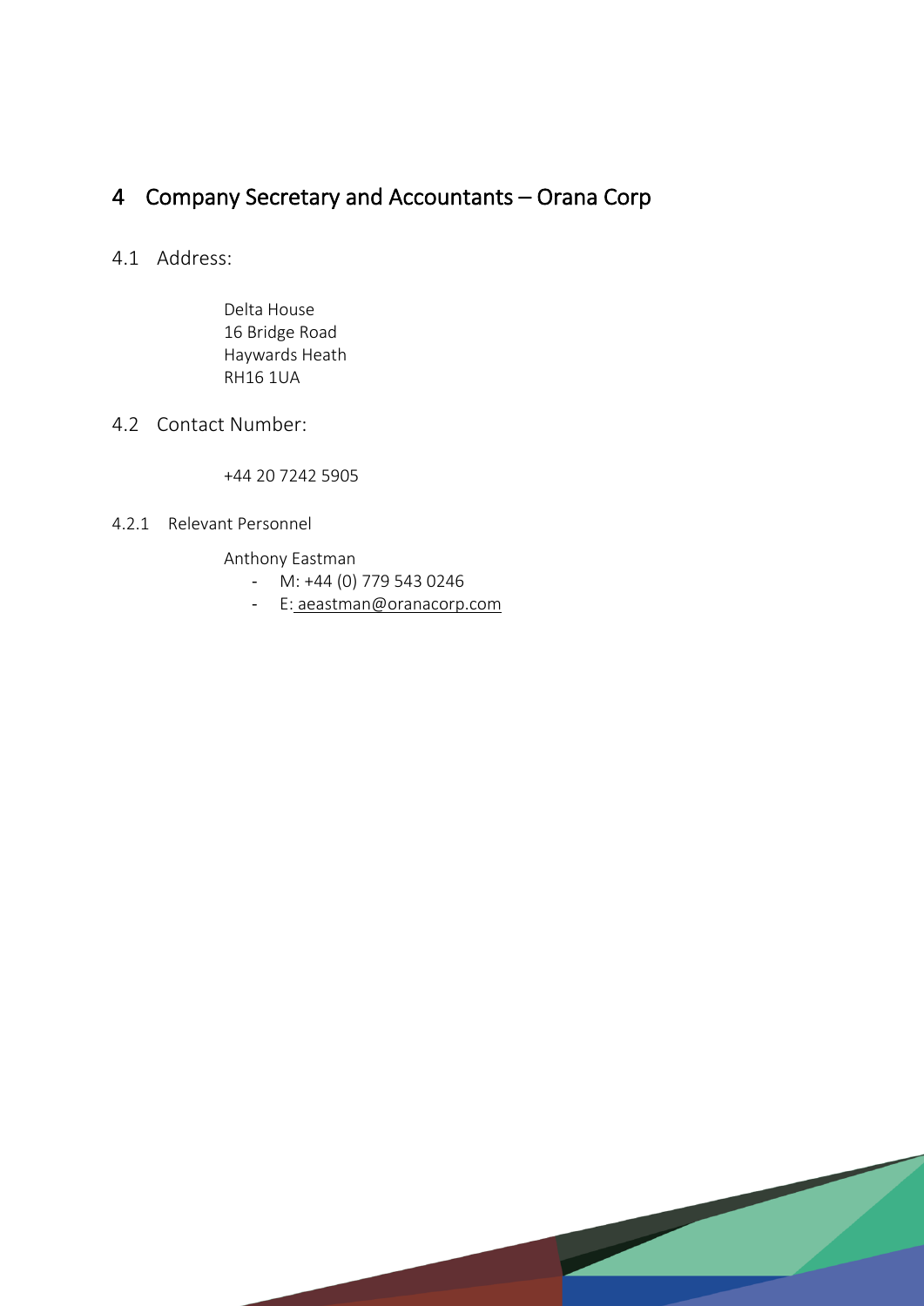# 4 Company Secretary and Accountants – Orana Corp

## 4.1 Address:

Delta House
16 Bridge Road
Haywards Heath
RH16 1UA

## 4.2 Contact Number:

+44 20 7242 5905

### 4.2.1 Relevant Personnel

Anthony Eastman

- M: +44 (0) 779 543 0246
- E: aeastman@oranacorp.com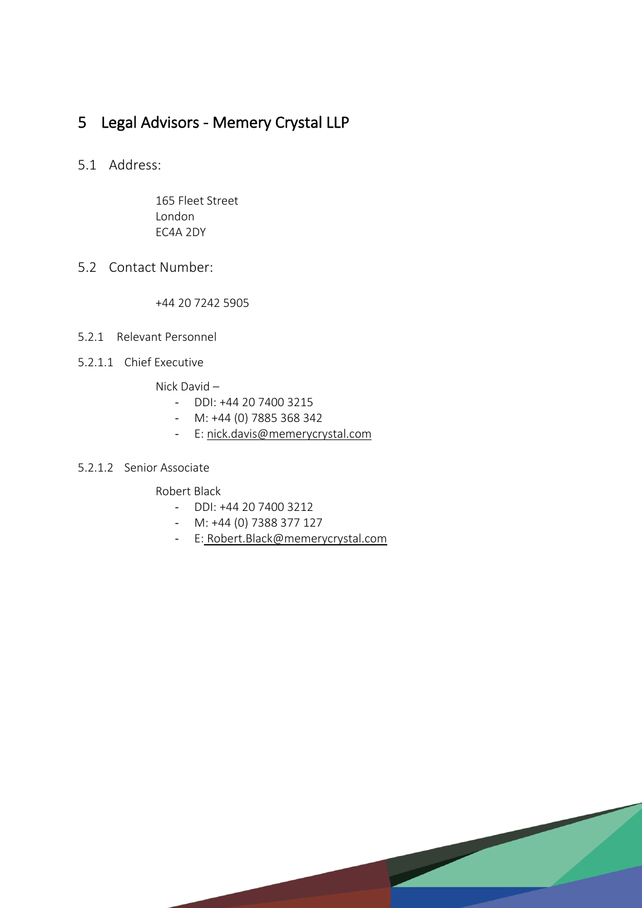# 5 Legal Advisors - Memery Crystal LLP

## 5.1 Address:

165 Fleet Street
London
EC4A 2DY

## 5.2 Contact Number:

+44 20 7242 5905

### 5.2.1 Relevant Personnel

#### 5.2.1.1 Chief Executive

Nick David –

- DDI: +44 20 7400 3215
- M: +44 (0) 7885 368 342
- E: nick.davis@memerycrystal.com

#### 5.2.1.2 Senior Associate

Robert Black

- DDI: +44 20 7400 3212
- M: +44 (0) 7388 377 127
- E: Robert.Black@memerycrystal.com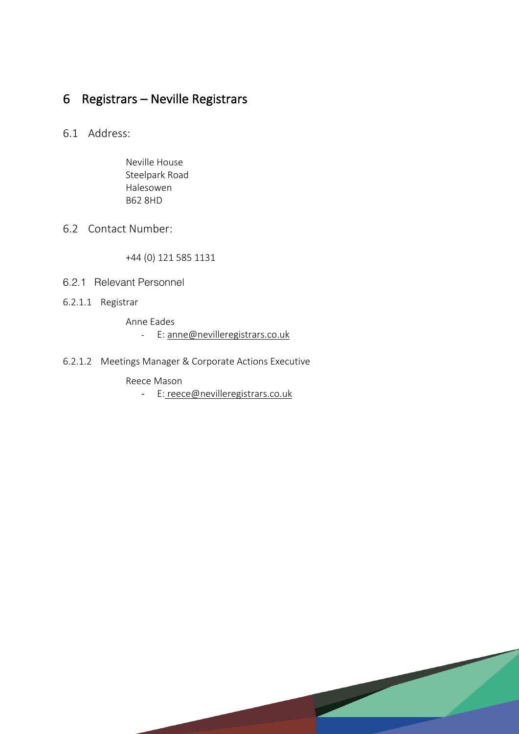# 6 Registrars – Neville Registrars

## 6.1 Address:

Neville House
Steelpark Road
Halesowen
B62 8HD

## 6.2 Contact Number:

+44 (0) 121 585 1131

### 6.2.1 Relevant Personnel

#### 6.2.1.1 Registrar

Anne Eades

- E: anne@nevilleregistrars.co.uk

#### 6.2.1.2 Meetings Manager & Corporate Actions Executive

Reece Mason

- E: reece@nevilleregistrars.co.uk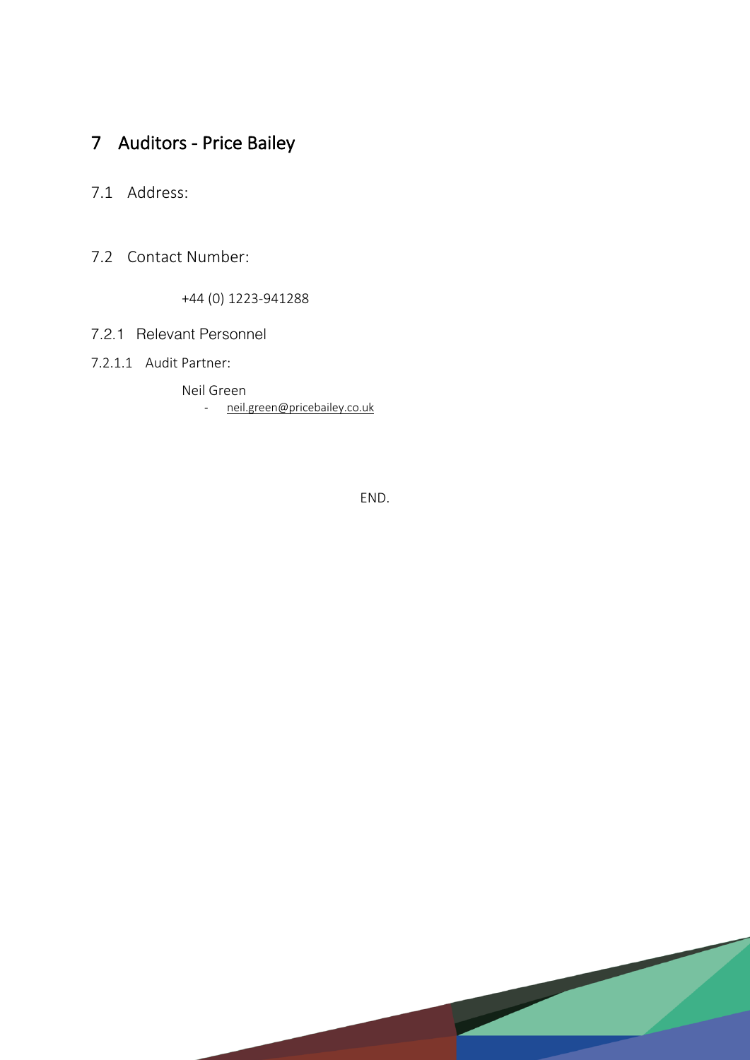# 7 Auditors - Price Bailey

## 7.1 Address:

## 7.2 Contact Number:

+44 (0) 1223-941288

### 7.2.1 Relevant Personnel

#### 7.2.1.1 Audit Partner:

Neil Green

- neil.green@pricebailey.co.uk

END.